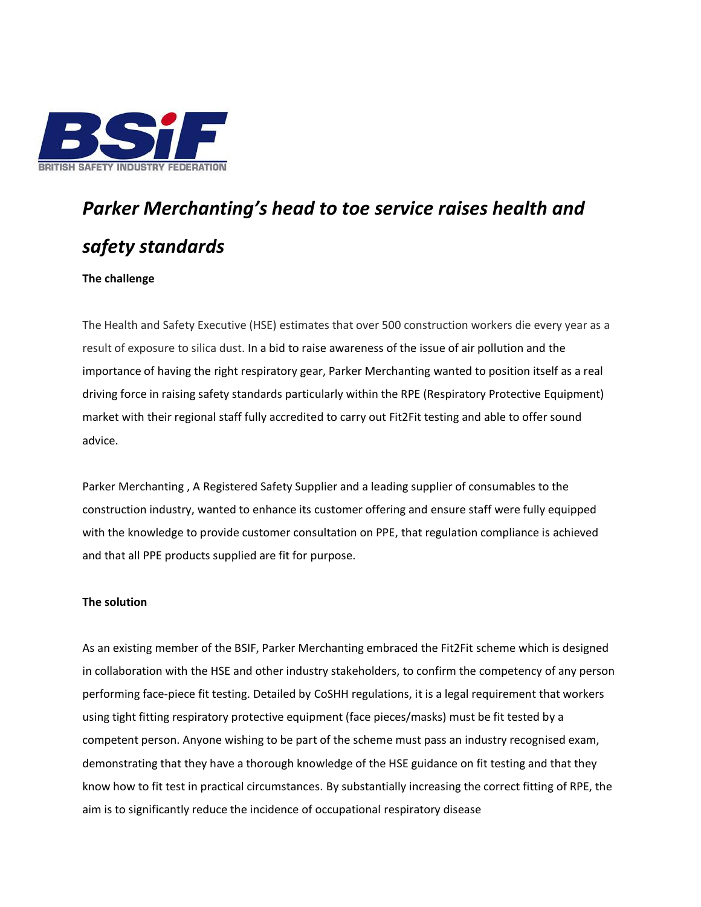# *Parker Merchanting's head to toe service raises health and safety standards*

**The challenge**

The Health and Safety Executive (HSE) estimates that over 500 construction workers die every year as a result of exposure to silica dust. In a bid to raise awareness of the issue of air pollution and the importance of having the right respiratory gear, Parker Merchanting wanted to position itself as a real driving force in raising safety standards particularly within the RPE (Respiratory Protective Equipment) market with their regional staff fully accredited to carry out Fit2Fit testing and able to offer sound advice.

Parker Merchanting , A Registered Safety Supplier and a leading supplier of consumables to the construction industry, wanted to enhance its customer offering and ensure staff were fully equipped with the knowledge to provide customer consultation on PPE, that regulation compliance is achieved and that all PPE products supplied are fit for purpose.

**The solution**

As an existing member of the BSIF, Parker Merchanting embraced the Fit2Fit scheme which is designed in collaboration with the HSE and other industry stakeholders, to confirm the competency of any person performing face-piece fit testing. Detailed by CoSHH regulations, it is a legal requirement that workers using tight fitting respiratory protective equipment (face pieces/masks) must be fit tested by a competent person. Anyone wishing to be part of the scheme must pass an industry recognised exam, demonstrating that they have a thorough knowledge of the HSE guidance on fit testing and that they know how to fit test in practical circumstances. By substantially increasing the correct fitting of RPE, the aim is to significantly reduce the incidence of occupational respiratory disease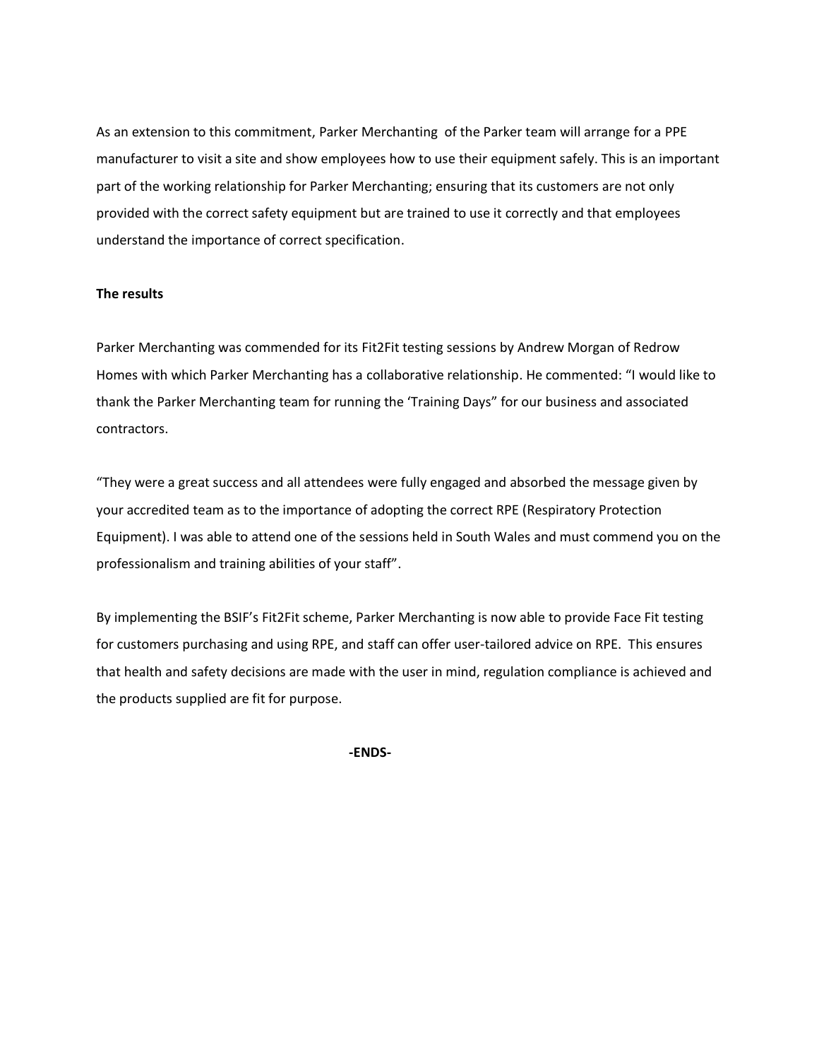As an extension to this commitment, Parker Merchanting  of the Parker team will arrange for a PPE manufacturer to visit a site and show employees how to use their equipment safely. This is an important part of the working relationship for Parker Merchanting; ensuring that its customers are not only provided with the correct safety equipment but are trained to use it correctly and that employees understand the importance of correct specification.

**The results**

Parker Merchanting was commended for its Fit2Fit testing sessions by Andrew Morgan of Redrow Homes with which Parker Merchanting has a collaborative relationship. He commented: "I would like to thank the Parker Merchanting team for running the 'Training Days" for our business and associated contractors.

"They were a great success and all attendees were fully engaged and absorbed the message given by your accredited team as to the importance of adopting the correct RPE (Respiratory Protection Equipment). I was able to attend one of the sessions held in South Wales and must commend you on the professionalism and training abilities of your staff".

By implementing the BSIF's Fit2Fit scheme, Parker Merchanting is now able to provide Face Fit testing for customers purchasing and using RPE, and staff can offer user-tailored advice on RPE.  This ensures that health and safety decisions are made with the user in mind, regulation compliance is achieved and the products supplied are fit for purpose.

**-ENDS-**